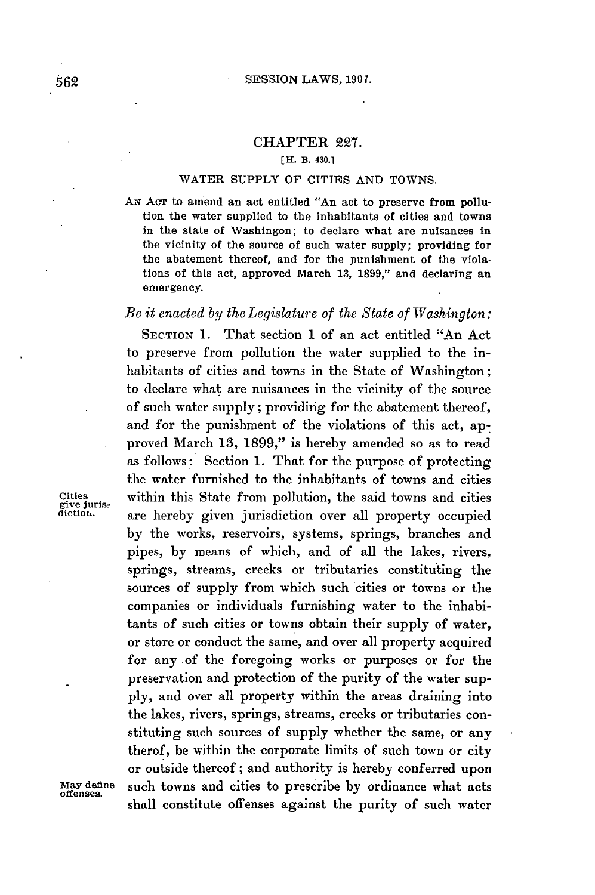## CHAPTER 227.

[H. B. 430.]

### WATER SUPPLY OF CITIES AND TOWNS.

AN ACT to amend an act entitled "An act to preserve from pollution the water supplied to the inhabitants of cities and towns in the state of Washingon; to declare what are nuisances in the vicinity of the source of such water supply; providing for the abatement thereof, and for the punishment of the violations of this act, approved March 13, 1899," and declaring an emergency.

*Be it enacted by the Legislature of the State of Washington:*

SECTION 1. That section 1 of an act entitled "An Act to preserve from pollution the water supplied to the inhabitants of cities and towns in the State of Washington; to declare what are nuisances in the vicinity of the source of such water supply; providing for the abatement thereof, and for the punishment of the violations of this act, approved March 13, 1899," is hereby amended so as to read as follows: Section 1. That for the purpose of protecting the water furnished to the inhabitants of towns and cities within this State from pollution, the said towns and cities are hereby given jurisdiction over all property occupied by the works, reservoirs, systems, springs, branches and pipes, by means of which, and of all the lakes, rivers, springs, streams, creeks or tributaries constituting the sources of supply from which such cities or towns or the companies or individuals furnishing water to the inhabitants of such cities or towns obtain their supply of water, or store or conduct the same, and over all property acquired for any of the foregoing works or purposes or for the preservation and protection of the purity of the water supply, and over all property within the areas draining into the lakes, rivers, springs, streams, creeks or tributaries constituting such sources of supply whether the same, or any therof, be within the corporate limits of such town or city or outside thereof; and authority is hereby conferred upon such towns and cities to prescribe by ordinance what acts shall constitute offenses against the purity of such water

Cities give jurisdiction.

May define offenses.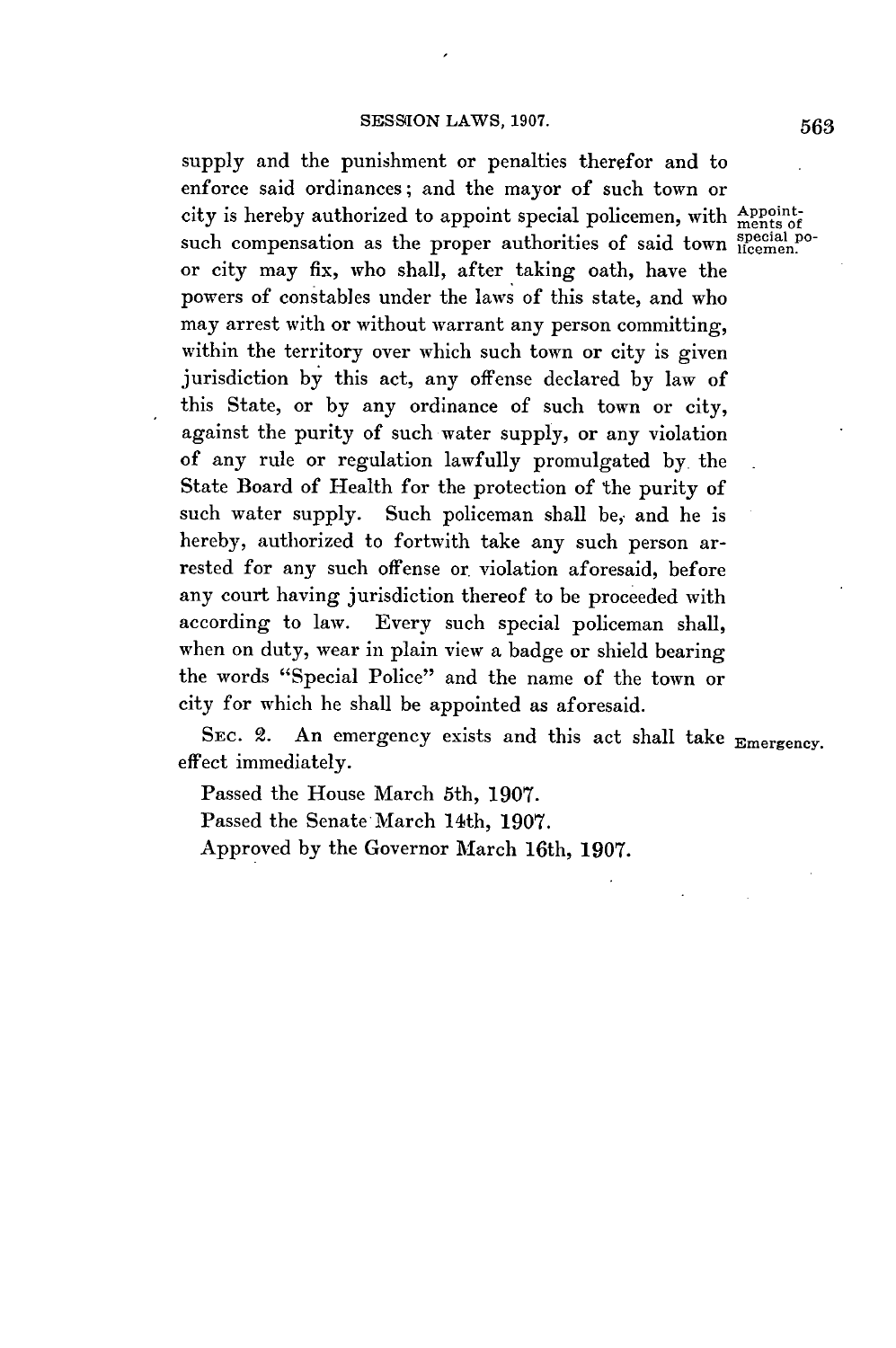supply and the punishment or penalties therefor and to enforce said ordinances; and the mayor of such town or city is hereby authorized to appoint special policemen, with such compensation as the proper authorities of said town or city may fix, who shall, after taking oath, have the powers of constables under the laws of this state, and who may arrest with or without warrant any person committing, within the territory over which such town or city is given jurisdiction by this act, any offense declared by law of this State, or by any ordinance of such town or city, against the purity of such water supply, or any violation of any rule or regulation lawfully promulgated by the State Board of Health for the protection of the purity of such water supply. Such policeman shall be, and he is hereby, authorized to fortwith take any such person arrested for any such offense or violation aforesaid, before any court having jurisdiction thereof to be proceeded with according to law. Every such special policeman shall, when on duty, wear in plain view a badge or shield bearing the words "Special Police" and the name of the town or city for which he shall be appointed as aforesaid.

Appointments of special policemen.

SEC. 2. An emergency exists and this act shall take effect immediately.

Emergency.

Passed the House March 5th, 1907.

Passed the Senate March 14th, 1907.

Approved by the Governor March 16th, 1907.